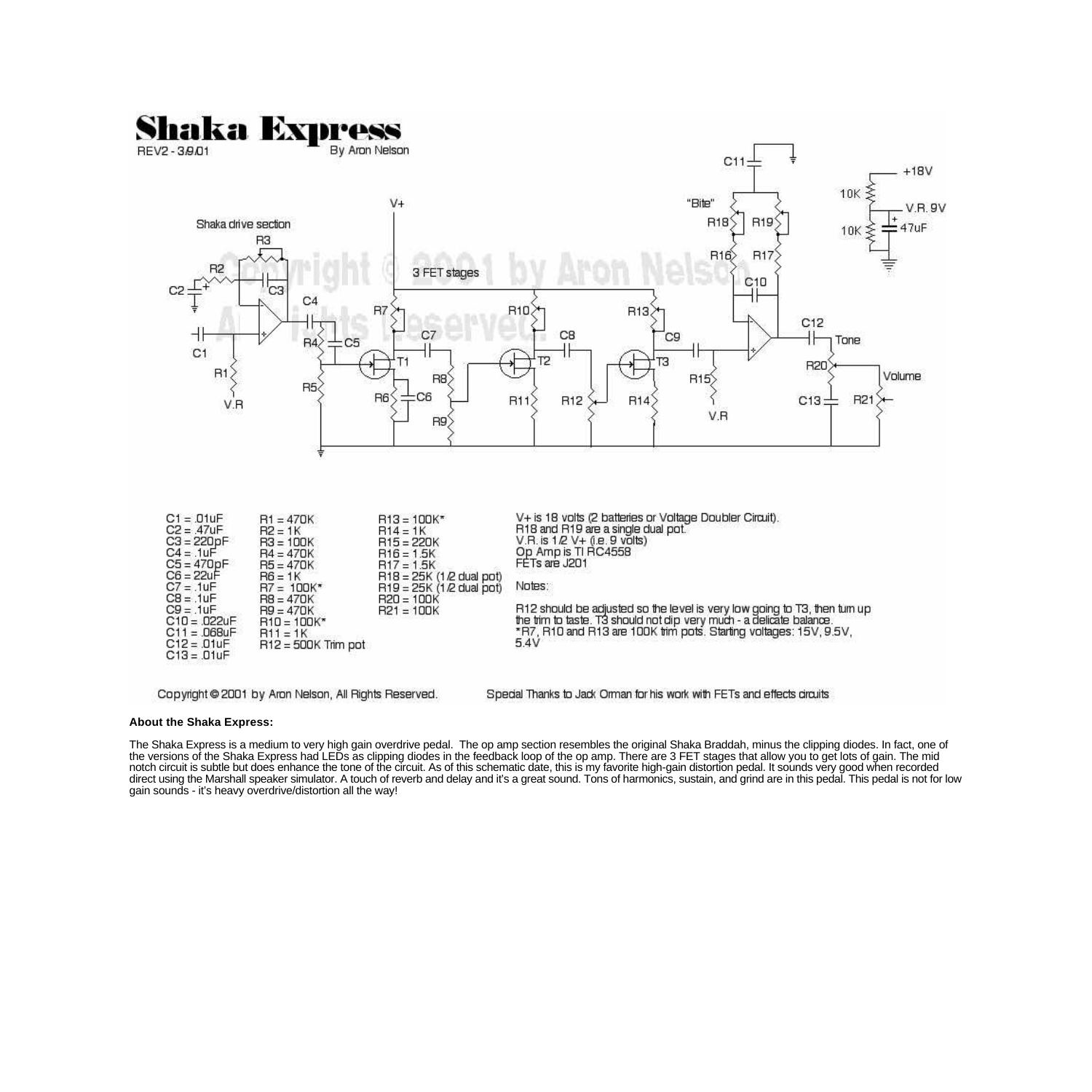# Shaka Express

REV2 - 3/9/01 By Aron Nelson

| | | |
|---|---|---|
| C1 = .01uF | R1 = 470K | R13 = 100K* |
| C2 = .47uF | R2 = 1K | R14 = 1K |
| C3 = 220pF | R3 = 100K | R15 = 220K |
| C4 = .1uF | R4 = 470K | R16 = 1.5K |
| C5 = 470pF | R5 = 470K | R17 = 1.5K |
| C6 = 22uF | R6 = 1K | R18 = 25K (1/2 dual pot) |
| C7 = .1uF | R7 = 100K* | R19 = 25K (1/2 dual pot) |
| C8 = .1uF | R8 = 470K | R20 = 100K |
| C9 = .1uF | R9 = 470K | R21 = 100K |
| C10 = .022uF | R10 = 100K* | |
| C11 = .068uF | R11 = 1K | |
| C12 = .01uF | R12 = 500K Trim pot | |
| C13 = .01uF | | |

V+ is 18 volts (2 batteries or Voltage Doubler Circuit).
R18 and R19 are a single dual pot.
V.R. is 1/2 V+ (i.e. 9 volts)
Op Amp is TI RC4558
FETs are J201

Notes:

R12 should be adjusted so the level is very low going to T3, then turn up the trim to taste. T3 should not dip very much - a delicate balance.
*R7, R10 and R13 are 100K trim pots. Starting voltages: 15V, 9.5V, 5.4V

Copyright © 2001 by Aron Nelson, All Rights Reserved.

Special Thanks to Jack Orman for his work with FETs and effects circuits

**About the Shaka Express:**

The Shaka Express is a medium to very high gain overdrive pedal. The op amp section resembles the original Shaka Braddah, minus the clipping diodes. In fact, one of the versions of the Shaka Express had LEDs as clipping diodes in the feedback loop of the op amp. There are 3 FET stages that allow you to get lots of gain. The mid notch circuit is subtle but does enhance the tone of the circuit. As of this schematic date, this is my favorite high-gain distortion pedal. It sounds very good when recorded direct using the Marshall speaker simulator. A touch of reverb and delay and it's a great sound. Tons of harmonics, sustain, and grind are in this pedal. This pedal is not for low gain sounds - it's heavy overdrive/distortion all the way!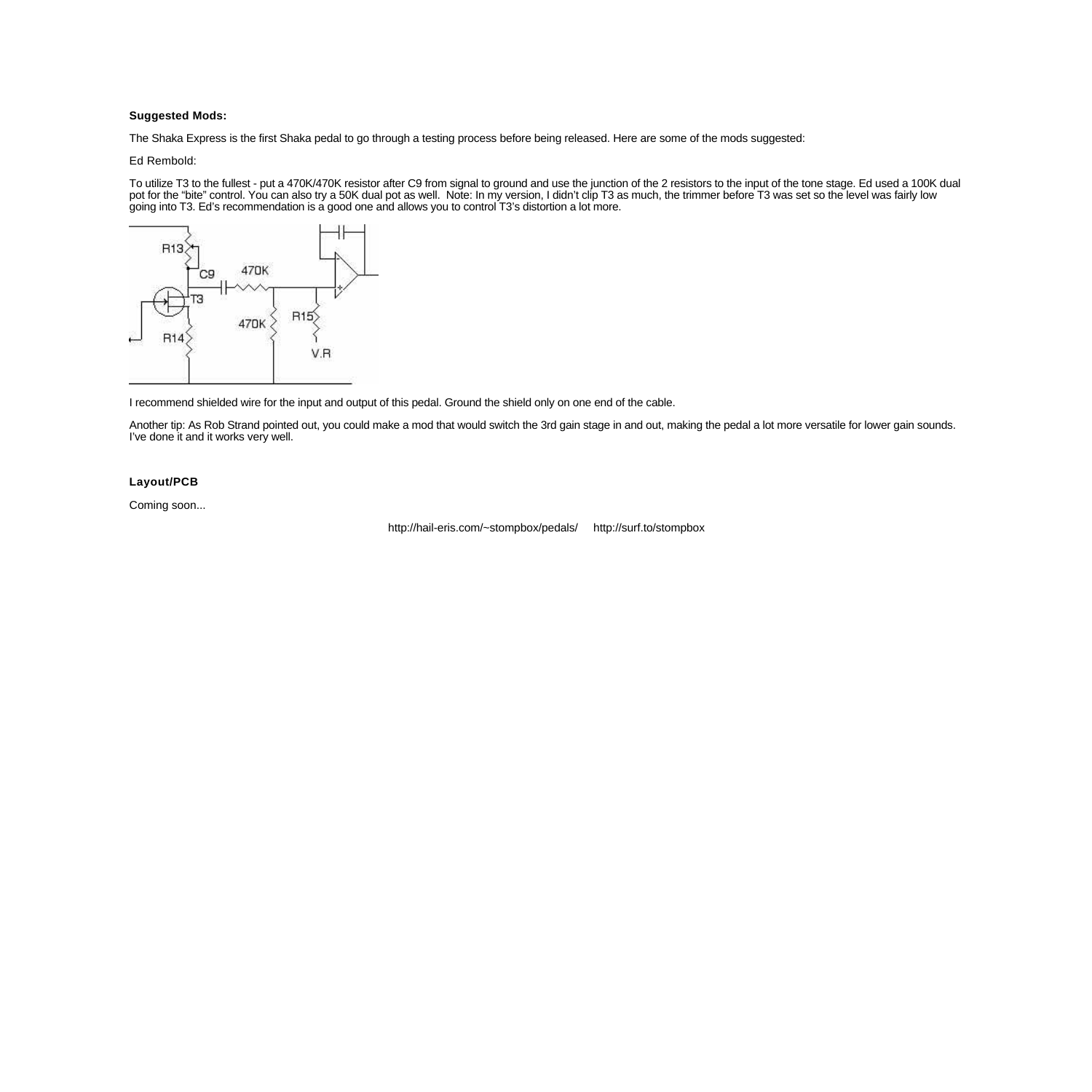**Suggested Mods:**

The Shaka Express is the first Shaka pedal to go through a testing process before being released. Here are some of the mods suggested:

Ed Rembold:

To utilize T3 to the fullest - put a 470K/470K resistor after C9 from signal to ground and use the junction of the 2 resistors to the input of the tone stage. Ed used a 100K dual pot for the "bite" control. You can also try a 50K dual pot as well. Note: In my version, I didn't clip T3 as much, the trimmer before T3 was set so the level was fairly low going into T3. Ed's recommendation is a good one and allows you to control T3's distortion a lot more.

I recommend shielded wire for the input and output of this pedal. Ground the shield only on one end of the cable.

Another tip: As Rob Strand pointed out, you could make a mod that would switch the 3rd gain stage in and out, making the pedal a lot more versatile for lower gain sounds. I've done it and it works very well.

**Layout/PCB**

Coming soon...